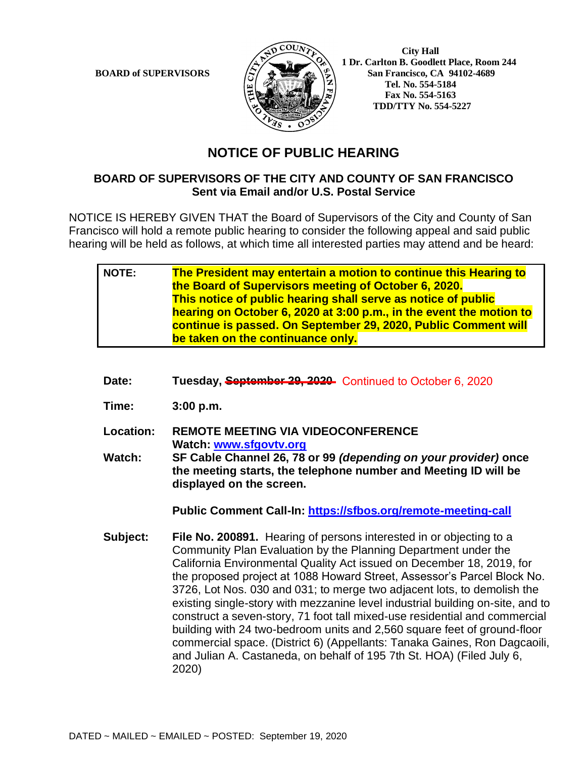BOARD of SUPERVISORS

City Hall
1 Dr. Carlton B. Goodlett Place, Room 244
San Francisco, CA 94102-4689
Tel. No. 554-5184
Fax No. 554-5163
TDD/TTY No. 554-5227

# NOTICE OF PUBLIC HEARING

## BOARD OF SUPERVISORS OF THE CITY AND COUNTY OF SAN FRANCISCO
**Sent via Email and/or U.S. Postal Service**

NOTICE IS HEREBY GIVEN THAT the Board of Supervisors of the City and County of San Francisco will hold a remote public hearing to consider the following appeal and said public hearing will be held as follows, at which time all interested parties may attend and be heard:

| **NOTE:** | **The President may entertain a motion to continue this Hearing to the Board of Supervisors meeting of October 6, 2020. This notice of public hearing shall serve as notice of public hearing on October 6, 2020 at 3:00 p.m., in the event the motion to continue is passed. On September 29, 2020, Public Comment will be taken on the continuance only.** |
|---|---|

**Date:** **Tuesday, ~~September 29, 2020~~** Continued to October 6, 2020

**Time:** **3:00 p.m.**

**Location:** **REMOTE MEETING VIA VIDEOCONFERENCE**
**Watch: www.sfgovtv.org**

**Watch:** **SF Cable Channel 26, 78 or 99 *(depending on your provider)* once the meeting starts, the telephone number and Meeting ID will be displayed on the screen.**

**Public Comment Call-In: https://sfbos.org/remote-meeting-call**

**Subject:** **File No. 200891.** Hearing of persons interested in or objecting to a Community Plan Evaluation by the Planning Department under the California Environmental Quality Act issued on December 18, 2019, for the proposed project at 1088 Howard Street, Assessor's Parcel Block No. 3726, Lot Nos. 030 and 031; to merge two adjacent lots, to demolish the existing single-story with mezzanine level industrial building on-site, and to construct a seven-story, 71 foot tall mixed-use residential and commercial building with 24 two-bedroom units and 2,560 square feet of ground-floor commercial space. (District 6) (Appellants: Tanaka Gaines, Ron Dagcaoili, and Julian A. Castaneda, on behalf of 195 7th St. HOA) (Filed July 6, 2020)

DATED ~ MAILED ~ EMAILED ~ POSTED: September 19, 2020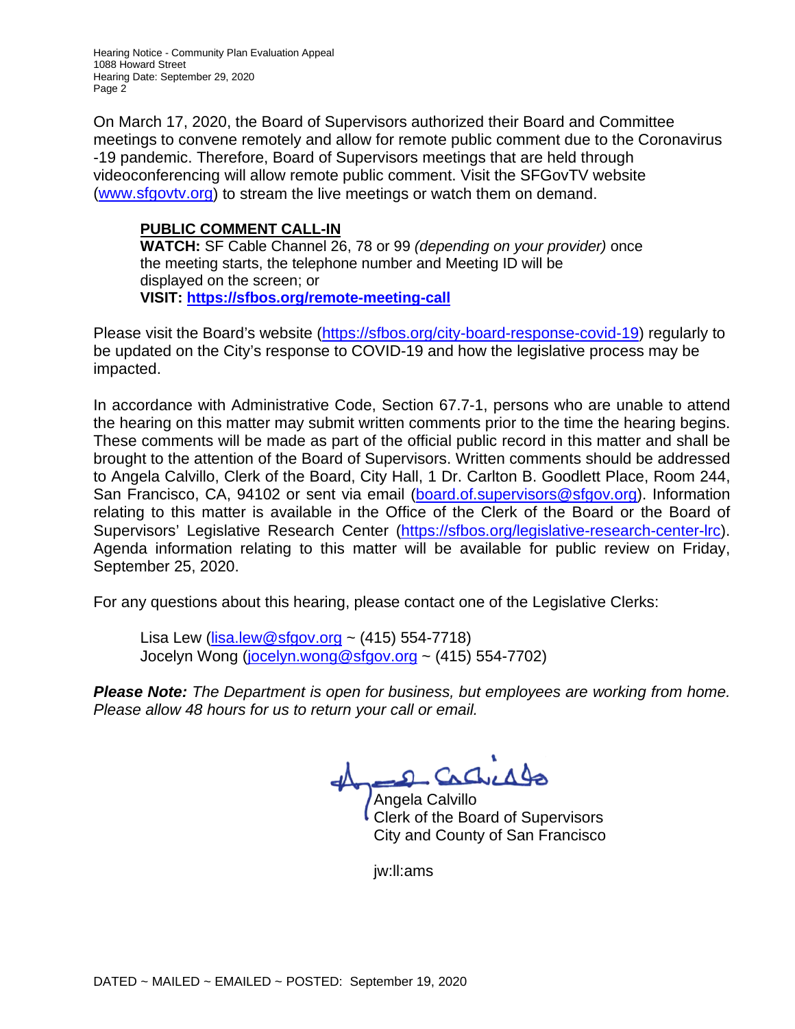On March 17, 2020, the Board of Supervisors authorized their Board and Committee meetings to convene remotely and allow for remote public comment due to the Coronavirus -19 pandemic. Therefore, Board of Supervisors meetings that are held through videoconferencing will allow remote public comment. Visit the SFGovTV website (www.sfgovtv.org) to stream the live meetings or watch them on demand.

> **PUBLIC COMMENT CALL-IN**
> **WATCH:** SF Cable Channel 26, 78 or 99 *(depending on your provider)* once the meeting starts, the telephone number and Meeting ID will be displayed on the screen; or
> **VISIT: https://sfbos.org/remote-meeting-call**

Please visit the Board's website (https://sfbos.org/city-board-response-covid-19) regularly to be updated on the City's response to COVID-19 and how the legislative process may be impacted.

In accordance with Administrative Code, Section 67.7-1, persons who are unable to attend the hearing on this matter may submit written comments prior to the time the hearing begins. These comments will be made as part of the official public record in this matter and shall be brought to the attention of the Board of Supervisors. Written comments should be addressed to Angela Calvillo, Clerk of the Board, City Hall, 1 Dr. Carlton B. Goodlett Place, Room 244, San Francisco, CA, 94102 or sent via email (board.of.supervisors@sfgov.org). Information relating to this matter is available in the Office of the Clerk of the Board or the Board of Supervisors' Legislative Research Center (https://sfbos.org/legislative-research-center-lrc). Agenda information relating to this matter will be available for public review on Friday, September 25, 2020.

For any questions about this hearing, please contact one of the Legislative Clerks:

> Lisa Lew (lisa.lew@sfgov.org ~ (415) 554-7718)
> Jocelyn Wong (jocelyn.wong@sfgov.org ~ (415) 554-7702)

***Please Note:*** *The Department is open for business, but employees are working from home. Please allow 48 hours for us to return your call or email.*

Angela Calvillo
Clerk of the Board of Supervisors
City and County of San Francisco

jw:ll:ams

DATED ~ MAILED ~ EMAILED ~ POSTED: September 19, 2020